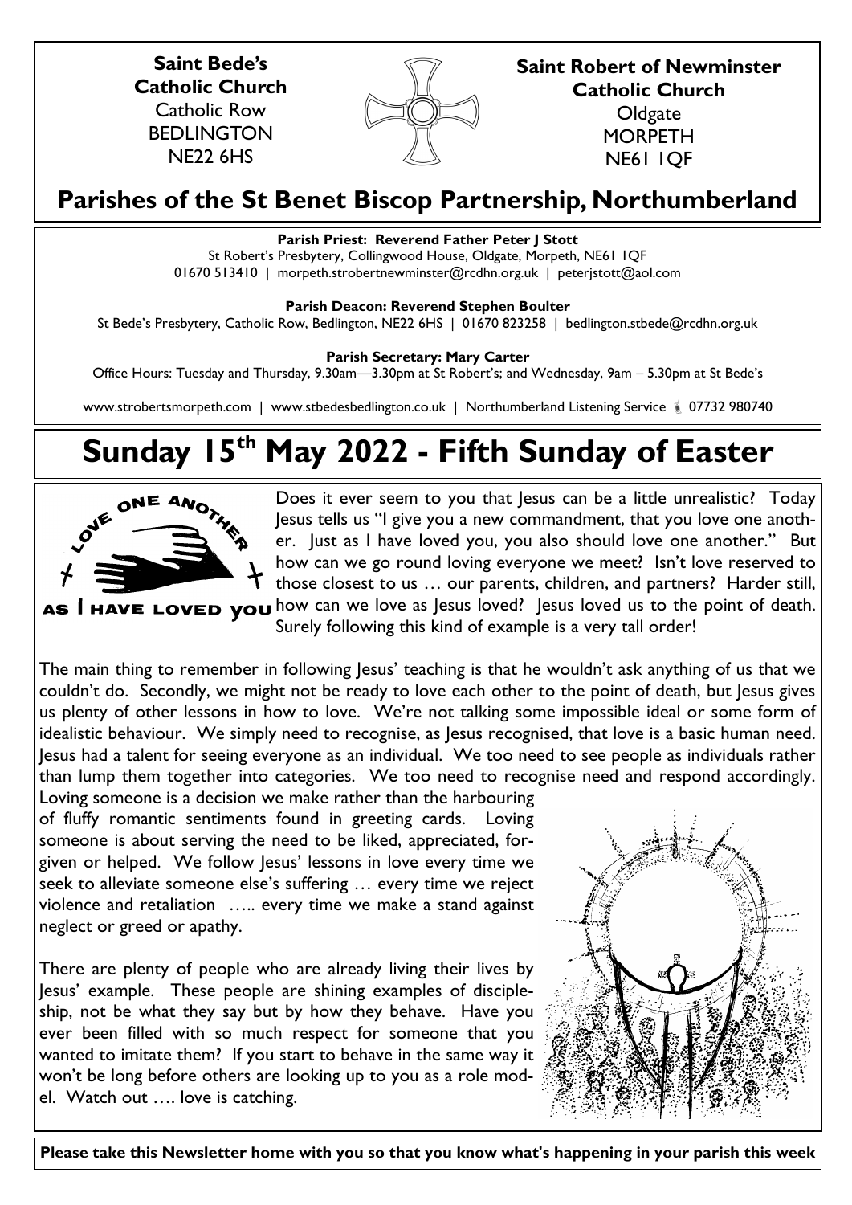**Saint Bede's Catholic Church**
Catholic Row
BEDLINGTON
NE22 6HS

**Saint Robert of Newminster Catholic Church**
Oldgate
MORPETH
NE61 1QF

## Parishes of the St Benet Biscop Partnership, Northumberland

**Parish Priest: Reverend Father Peter J Stott**
St Robert's Presbytery, Collingwood House, Oldgate, Morpeth, NE61 1QF
01670 513410 | morpeth.strobertnewminster@rcdhn.org.uk | peterjstott@aol.com

**Parish Deacon: Reverend Stephen Boulter**
St Bede's Presbytery, Catholic Row, Bedlington, NE22 6HS | 01670 823258 | bedlington.stbede@rcdhn.org.uk

**Parish Secretary: Mary Carter**
Office Hours: Tuesday and Thursday, 9.30am—3.30pm at St Robert's; and Wednesday, 9am – 5.30pm at St Bede's

www.strobertsmorpeth.com | www.stbedesbedlington.co.uk | Northumberland Listening Service 07732 980740

# Sunday 15th May 2022 - Fifth Sunday of Easter

LOVE ONE ANOTHER AS I HAVE LOVED YOU

Does it ever seem to you that Jesus can be a little unrealistic? Today Jesus tells us "I give you a new commandment, that you love one another. Just as I have loved you, you also should love one another." But how can we go round loving everyone we meet? Isn't love reserved to those closest to us … our parents, children, and partners? Harder still, how can we love as Jesus loved? Jesus loved us to the point of death. Surely following this kind of example is a very tall order!

The main thing to remember in following Jesus' teaching is that he wouldn't ask anything of us that we couldn't do. Secondly, we might not be ready to love each other to the point of death, but Jesus gives us plenty of other lessons in how to love. We're not talking some impossible ideal or some form of idealistic behaviour. We simply need to recognise, as Jesus recognised, that love is a basic human need. Jesus had a talent for seeing everyone as an individual. We too need to see people as individuals rather than lump them together into categories. We too need to recognise need and respond accordingly. Loving someone is a decision we make rather than the harbouring of fluffy romantic sentiments found in greeting cards. Loving someone is about serving the need to be liked, appreciated, forgiven or helped. We follow Jesus' lessons in love every time we seek to alleviate someone else's suffering … every time we reject violence and retaliation ….. every time we make a stand against neglect or greed or apathy.

There are plenty of people who are already living their lives by Jesus' example. These people are shining examples of discipleship, not be what they say but by how they behave. Have you ever been filled with so much respect for someone that you wanted to imitate them? If you start to behave in the same way it won't be long before others are looking up to you as a role model. Watch out …. love is catching.

**Please take this Newsletter home with you so that you know what's happening in your parish this week**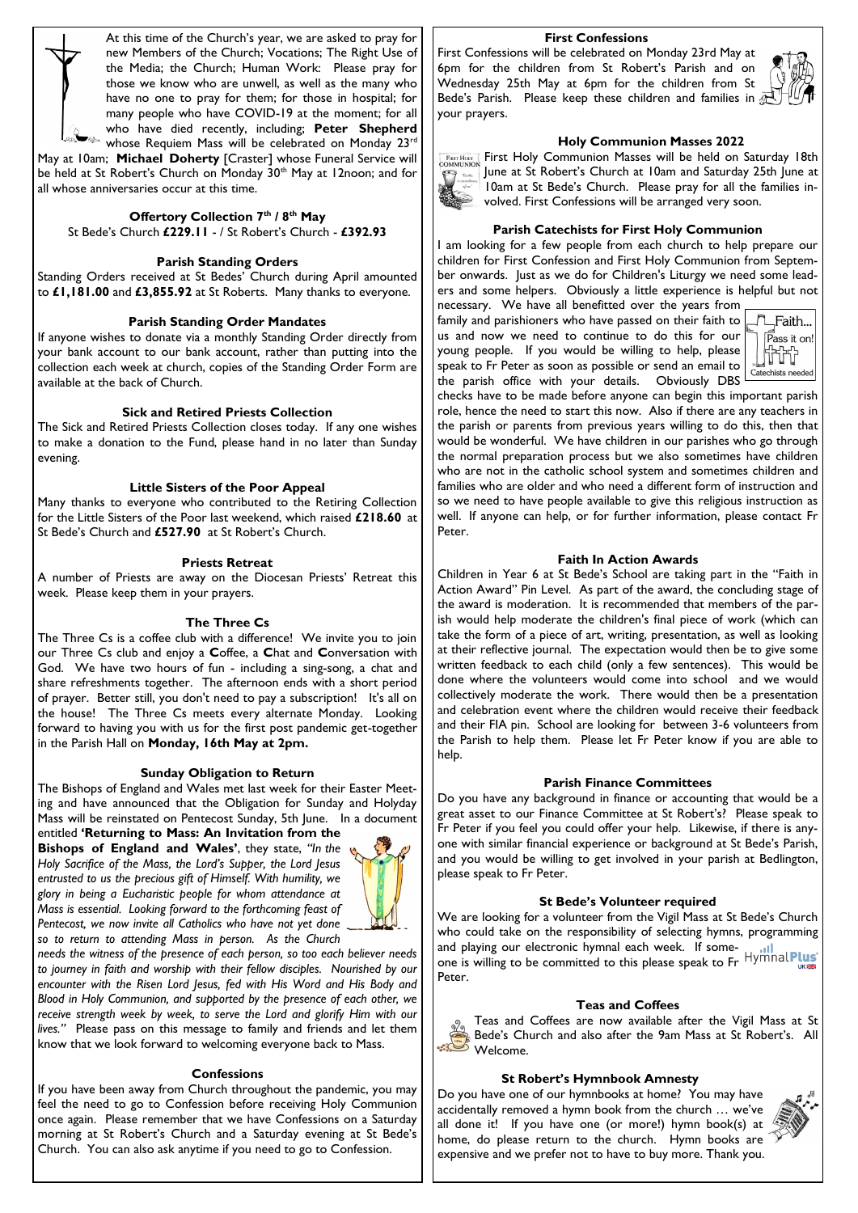At this time of the Church's year, we are asked to pray for new Members of the Church; Vocations; The Right Use of the Media; the Church; Human Work: Please pray for those we know who are unwell, as well as the many who have no one to pray for them; for those in hospital; for many people who have COVID-19 at the moment; for all who have died recently, including; **Peter Shepherd** whose Requiem Mass will be celebrated on Monday 23rd May at 10am; **Michael Doherty** [Craster] whose Funeral Service will be held at St Robert's Church on Monday 30th May at 12noon; and for all whose anniversaries occur at this time.

### Offertory Collection 7th / 8th May

St Bede's Church **£229.11** - / St Robert's Church - **£392.93**

### Parish Standing Orders

Standing Orders received at St Bedes' Church during April amounted to **£1,181.00** and **£3,855.92** at St Roberts. Many thanks to everyone.

### Parish Standing Order Mandates

If anyone wishes to donate via a monthly Standing Order directly from your bank account to our bank account, rather than putting into the collection each week at church, copies of the Standing Order Form are available at the back of Church.

### Sick and Retired Priests Collection

The Sick and Retired Priests Collection closes today. If any one wishes to make a donation to the Fund, please hand in no later than Sunday evening.

### Little Sisters of the Poor Appeal

Many thanks to everyone who contributed to the Retiring Collection for the Little Sisters of the Poor last weekend, which raised **£218.60** at St Bede's Church and **£527.90** at St Robert's Church.

### Priests Retreat

A number of Priests are away on the Diocesan Priests' Retreat this week. Please keep them in your prayers.

### The Three Cs

The Three Cs is a coffee club with a difference! We invite you to join our Three Cs club and enjoy a **C**offee, a **C**hat and **C**onversation with God. We have two hours of fun - including a sing-song, a chat and share refreshments together. The afternoon ends with a short period of prayer. Better still, you don't need to pay a subscription! It's all on the house! The Three Cs meets every alternate Monday. Looking forward to having you with us for the first post pandemic get-together in the Parish Hall on **Monday, 16th May at 2pm.**

### Sunday Obligation to Return

The Bishops of England and Wales met last week for their Easter Meeting and have announced that the Obligation for Sunday and Holyday Mass will be reinstated on Pentecost Sunday, 5th June. In a document entitled **'Returning to Mass: An Invitation from the Bishops of England and Wales'**, they state, *"In the Holy Sacrifice of the Mass, the Lord's Supper, the Lord Jesus entrusted to us the precious gift of Himself. With humility, we glory in being a Eucharistic people for whom attendance at Mass is essential. Looking forward to the forthcoming feast of Pentecost, we now invite all Catholics who have not yet done so to return to attending Mass in person. As the Church needs the witness of the presence of each person, so too each believer needs to journey in faith and worship with their fellow disciples. Nourished by our encounter with the Risen Lord Jesus, fed with His Word and His Body and Blood in Holy Communion, and supported by the presence of each other, we receive strength week by week, to serve the Lord and glorify Him with our lives."* Please pass on this message to family and friends and let them know that we look forward to welcoming everyone back to Mass.

### Confessions

If you have been away from Church throughout the pandemic, you may feel the need to go to Confession before receiving Holy Communion once again. Please remember that we have Confessions on a Saturday morning at St Robert's Church and a Saturday evening at St Bede's Church. You can also ask anytime if you need to go to Confession.

### First Confessions

First Confessions will be celebrated on Monday 23rd May at 6pm for the children from St Robert's Parish and on Wednesday 25th May at 6pm for the children from St Bede's Parish. Please keep these children and families in your prayers.

### Holy Communion Masses 2022

First Holy Communion Masses will be held on Saturday 18th June at St Robert's Church at 10am and Saturday 25th June at 10am at St Bede's Church. Please pray for all the families involved. First Confessions will be arranged very soon.

### Parish Catechists for First Holy Communion

I am looking for a few people from each church to help prepare our children for First Confession and First Holy Communion from September onwards. Just as we do for Children's Liturgy we need some leaders and some helpers. Obviously a little experience is helpful but not necessary. We have all benefitted over the years from family and parishioners who have passed on their faith to us and now we need to continue to do this for our young people. If you would be willing to help, please speak to Fr Peter as soon as possible or send an email to the parish office with your details. Obviously DBS checks have to be made before anyone can begin this important parish role, hence the need to start this now. Also if there are any teachers in the parish or parents from previous years willing to do this, then that would be wonderful. We have children in our parishes who go through the normal preparation process but we also sometimes have children who are not in the catholic school system and sometimes children and families who are older and who need a different form of instruction and so we need to have people available to give this religious instruction as well. If anyone can help, or for further information, please contact Fr Peter.

### Faith In Action Awards

Children in Year 6 at St Bede's School are taking part in the "Faith in Action Award" Pin Level. As part of the award, the concluding stage of the award is moderation. It is recommended that members of the parish would help moderate the children's final piece of work (which can take the form of a piece of art, writing, presentation, as well as looking at their reflective journal. The expectation would then be to give some written feedback to each child (only a few sentences). This would be done where the volunteers would come into school and we would collectively moderate the work. There would then be a presentation and celebration event where the children would receive their feedback and their FIA pin. School are looking for between 3-6 volunteers from the Parish to help them. Please let Fr Peter know if you are able to help.

### Parish Finance Committees

Do you have any background in finance or accounting that would be a great asset to our Finance Committee at St Robert's? Please speak to Fr Peter if you feel you could offer your help. Likewise, if there is anyone with similar financial experience or background at St Bede's Parish, and you would be willing to get involved in your parish at Bedlington, please speak to Fr Peter.

### St Bede's Volunteer required

We are looking for a volunteer from the Vigil Mass at St Bede's Church who could take on the responsibility of selecting hymns, programming and playing our electronic hymnal each week. If someone is willing to be committed to this please speak to Fr Peter.

### Teas and Coffees

Teas and Coffees are now available after the Vigil Mass at St Bede's Church and also after the 9am Mass at St Robert's. All Welcome.

### St Robert's Hymnbook Amnesty

Do you have one of our hymnbooks at home? You may have accidentally removed a hymn book from the church … we've all done it! If you have one (or more!) hymn book(s) at home, do please return to the church. Hymn books are expensive and we prefer not to have to buy more. Thank you.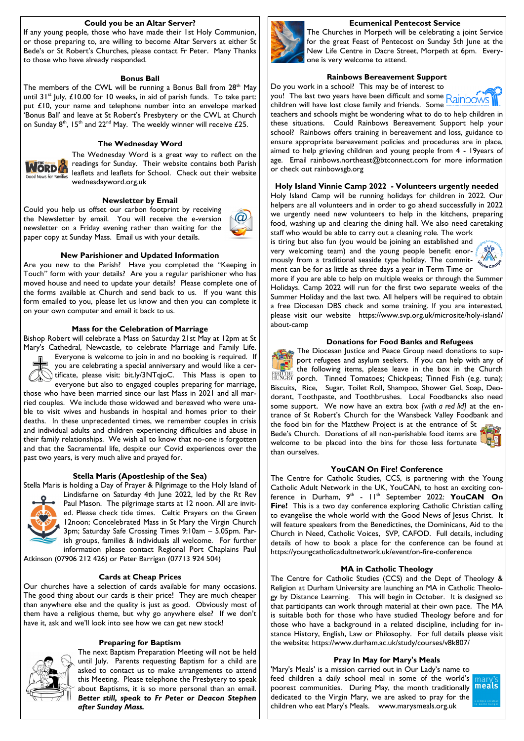### Could you be an Altar Server?

If any young people, those who have made their 1st Holy Communion, or those preparing to, are willing to become Altar Servers at either St Bede's or St Robert's Churches, please contact Fr Peter. Many Thanks to those who have already responded.

### Bonus Ball

The members of the CWL will be running a Bonus Ball from 28th May until 31st July, £10.00 for 10 weeks, in aid of parish funds. To take part: put £10, your name and telephone number into an envelope marked 'Bonus Ball' and leave at St Robert's Presbytery or the CWL at Church on Sunday 8th, 15th and 22nd May. The weekly winner will receive £25.

### The Wednesday Word

The Wednesday Word is a great way to reflect on the readings for Sunday. Their website contains both Parish leaflets and leaflets for School. Check out their website wednesdayword.org.uk

### Newsletter by Email

Could you help us offset our carbon footprint by receiving the Newsletter by email. You will receive the e-version newsletter on a Friday evening rather than waiting for the paper copy at Sunday Mass. Email us with your details.

### New Parishioner and Updated Information

Are you new to the Parish? Have you completed the "Keeping in Touch" form with your details? Are you a regular parishioner who has moved house and need to update your details? Please complete one of the forms available at Church and send back to us. If you want this form emailed to you, please let us know and then you can complete it on your own computer and email it back to us.

### Mass for the Celebration of Marriage

Bishop Robert will celebrate a Mass on Saturday 21st May at 12pm at St Mary's Cathedral, Newcastle, to celebrate Marriage and Family Life. Everyone is welcome to join in and no booking is required. If you are celebrating a special anniversary and would like a certificate, please visit: bit.ly/3NTqjoC. This Mass is open to everyone but also to engaged couples preparing for marriage, those who have been married since our last Mass in 2021 and all married couples. We include those widowed and bereaved who were unable to visit wives and husbands in hospital and homes prior to their deaths. In these unprecedented times, we remember couples in crisis and individual adults and children experiencing difficulties and abuse in their family relationships. We wish all to know that no-one is forgotten and that the Sacramental life, despite our Covid experiences over the past two years, is very much alive and prayed for.

### Stella Maris (Apostleship of the Sea)

Stella Maris is holding a Day of Prayer & Pilgrimage to the Holy Island of Lindisfarne on Saturday 4th June 2022, led by the Rt Rev Paul Mason. The pilgrimage starts at 12 noon. All are invited. Please check tide times. Celtic Prayers on the Green 12noon; Concelebrated Mass in St Mary the Virgin Church 3pm; Saturday Safe Crossing Times 9:10am – 5.05pm. Parish groups, families & individuals all welcome. For further information please contact Regional Port Chaplains Paul Atkinson (07906 212 426) or Peter Barrigan (07713 924 504)

### Cards at Cheap Prices

Our churches have a selection of cards available for many occasions. The good thing about our cards is their price! They are much cheaper than anywhere else and the quality is just as good. Obviously most of them have a religious theme, but why go anywhere else? If we don't have it, ask and we'll look into see how we can get new stock!

### Preparing for Baptism

The next Baptism Preparation Meeting will not be held until July. Parents requesting Baptism for a child are asked to contact us to make arrangements to attend this Meeting. Please telephone the Presbytery to speak about Baptisms, it is so more personal than an email. ***Better still, speak to Fr Peter or Deacon Stephen after Sunday Mass.***

### Ecumenical Pentecost Service

The Churches in Morpeth will be celebrating a joint Service for the great Feast of Pentecost on Sunday 5th June at the New Life Centre in Dacre Street, Morpeth at 6pm. Everyone is very welcome to attend.

### Rainbows Bereavement Support

Do you work in a school? This may be of interest to you! The last two years have been difficult and some children will have lost close family and friends. Some teachers and schools might be wondering what to do to help children in these situations. Could Rainbows Bereavement Support help your school? Rainbows offers training in bereavement and loss, guidance to ensure appropriate bereavement policies and procedures are in place, aimed to help grieving children and young people from 4 - 19years of age. Email rainbows.northeast@btconnect.com for more information or check out rainbowsgb.org

### Holy Island Vinnie Camp 2022 - Volunteers urgently needed

Holy Island Camp will be running holidays for children in 2022. Our helpers are all volunteers and in order to go ahead successfully in 2022 we urgently need new volunteers to help in the kitchens, preparing food, washing up and clearing the dining hall. We also need caretaking staff who would be able to carry out a cleaning role. The work is tiring but also fun (you would be joining an established and very welcoming team) and the young people benefit enormously from a traditional seaside type holiday. The commitment can be for as little as three days a year in Term Time or more if you are able to help on multiple weeks or through the Summer Holidays. Camp 2022 will run for the first two separate weeks of the Summer Holiday and the last two. All helpers will be required to obtain a free Diocesan DBS check and some training. If you are interested, please visit our website https://www.svp.org.uk/microsite/holy-island/about-camp

### Donations for Food Banks and Refugees

The Diocesan Justice and Peace Group need donations to support refugees and asylum seekers. If you can help with any of the following items, please leave in the box in the Church porch. Tinned Tomatoes; Chickpeas; Tinned Fish (e.g. tuna); Biscuits, Rice, Sugar, Toilet Roll, Shampoo, Shower Gel, Soap, Deodorant, Toothpaste, and Toothbrushes. Local Foodbancks also need some support. We now have an extra box *[with a red lid]* at the entrance of St Robert's Church for the Wansbeck Valley Foodbank and the food bin for the Matthew Project is at the entrance of St Bede's Church. Donations of all non-perishable food items are welcome to be placed into the bins for those less fortunate than ourselves.

### YouCAN On Fire! Conference

The Centre for Catholic Studies, CCS, is partnering with the Young Catholic Adult Network in the UK, YouCAN, to host an exciting conference in Durham, 9th - 11th September 2022: **YouCAN On Fire!** This is a two day conference exploring Catholic Christian calling to evangelise the whole world with the Good News of Jesus Christ. It will feature speakers from the Benedictines, the Dominicans, Aid to the Church in Need, Catholic Voices, SVP, CAFOD. Full details, including details of how to book a place for the conference can be found at https://youngcatholicadultnetwork.uk/event/on-fire-conference

### MA in Catholic Theology

The Centre for Catholic Studies (CCS) and the Dept of Theology & Religion at Durham University are launching an MA in Catholic Theology by Distance Learning. This will begin in October. It is designed so that participants can work through material at their own pace. The MA is suitable both for those who have studied Theology before and for those who have a background in a related discipline, including for instance History, English, Law or Philosophy. For full details please visit the website: https://www.durham.ac.uk/study/courses/v8k807/

### Pray In May for Mary's Meals

'Mary's Meals' is a mission carried out in Our Lady's name to feed children a daily school meal in some of the world's poorest communities. During May, the month traditionally dedicated to the Virgin Mary, we are asked to pray for the children who eat Mary's Meals. www.marysmeals.org.uk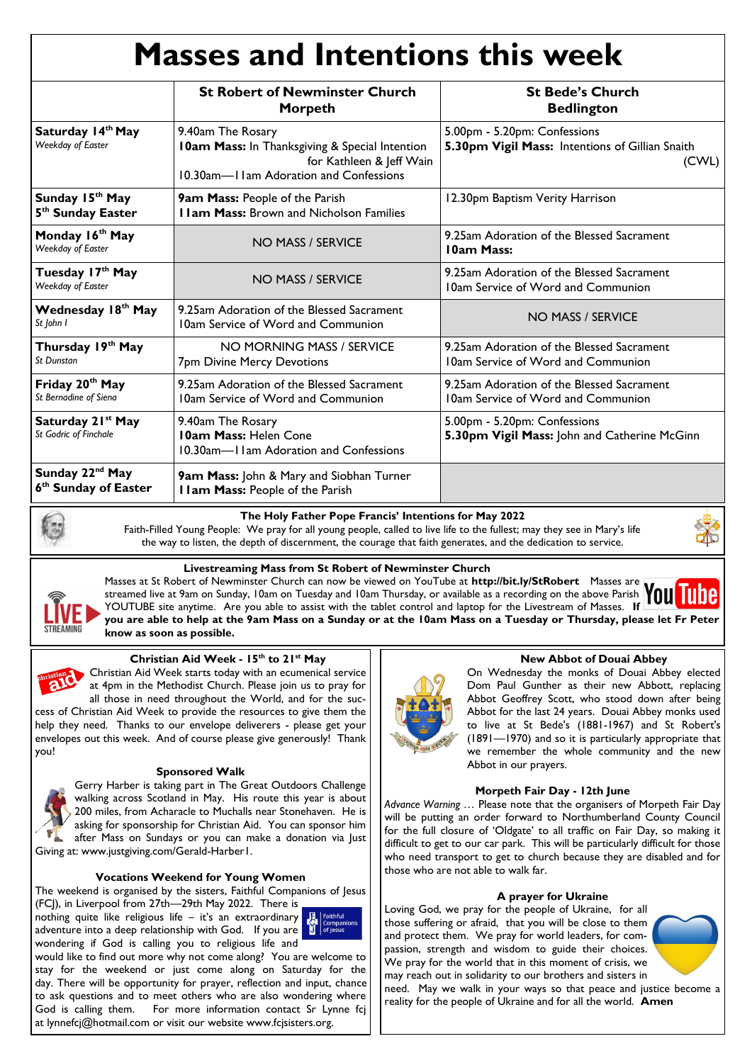# Masses and Intentions this week

| | St Robert of Newminster Church Morpeth | St Bede's Church Bedlington |
|---|---|---|
| **Saturday 14th May** *Weekday of Easter* | 9.40am The Rosary **10am Mass:** In Thanksgiving & Special Intention for Kathleen & Jeff Wain 10.30am—11am Adoration and Confessions | 5.00pm - 5.20pm: Confessions **5.30pm Vigil Mass:** Intentions of Gillian Snaith (CWL) |
| **Sunday 15th May** **5th Sunday Easter** | **9am Mass:** People of the Parish **11am Mass:** Brown and Nicholson Families | 12.30pm Baptism Verity Harrison |
| **Monday 16th May** *Weekday of Easter* | NO MASS / SERVICE | 9.25am Adoration of the Blessed Sacrament **10am Mass:** |
| **Tuesday 17th May** *Weekday of Easter* | NO MASS / SERVICE | 9.25am Adoration of the Blessed Sacrament 10am Service of Word and Communion |
| **Wednesday 18th May** *St John I* | 9.25am Adoration of the Blessed Sacrament 10am Service of Word and Communion | NO MASS / SERVICE |
| **Thursday 19th May** *St Dunstan* | NO MORNING MASS / SERVICE 7pm Divine Mercy Devotions | 9.25am Adoration of the Blessed Sacrament 10am Service of Word and Communion |
| **Friday 20th May** *St Bernadine of Siena* | 9.25am Adoration of the Blessed Sacrament 10am Service of Word and Communion | 9.25am Adoration of the Blessed Sacrament 10am Service of Word and Communion |
| **Saturday 21st May** *St Godric of Finchale* | 9.40am The Rosary **10am Mass:** Helen Cone 10.30am—11am Adoration and Confessions | 5.00pm - 5.20pm: Confessions **5.30pm Vigil Mass:** John and Catherine McGinn |
| **Sunday 22nd May** **6th Sunday of Easter** | **9am Mass:** John & Mary and Siobhan Turner **11am Mass:** People of the Parish | |

**The Holy Father Pope Francis' Intentions for May 2022**

Faith-Filled Young People: We pray for all young people, called to live life to the fullest; may they see in Mary's life the way to listen, the depth of discernment, the courage that faith generates, and the dedication to service.

**Livestreaming Mass from St Robert of Newminster Church**

Masses at St Robert of Newminster Church can now be viewed on YouTube at **http://bit.ly/StRobert** Masses are streamed live at 9am on Sunday, 10am on Tuesday and 10am Thursday, or available as a recording on the above Parish YOUTUBE site anytime. Are you able to assist with the tablet control and laptop for the Livestream of Masses. **If you are able to help at the 9am Mass on a Sunday or at the 10am Mass on a Tuesday or Thursday, please let Fr Peter know as soon as possible.**

### Christian Aid Week - 15th to 21st May

Christian Aid Week starts today with an ecumenical service at 4pm in the Methodist Church. Please join us to pray for all those in need throughout the World, and for the success of Christian Aid Week to provide the resources to give them the help they need. Thanks to our envelope deliverers - please get your envelopes out this week. And of course please give generously! Thank you!

### Sponsored Walk

Gerry Harber is taking part in The Great Outdoors Challenge walking across Scotland in May. His route this year is about 200 miles, from Acharacle to Muchalls near Stonehaven. He is asking for sponsorship for Christian Aid. You can sponsor him after Mass on Sundays or you can make a donation via Just Giving at: www.justgiving.com/Gerald-Harber1.

### Vocations Weekend for Young Women

The weekend is organised by the sisters, Faithful Companions of Jesus (FCJ), in Liverpool from 27th—29th May 2022. There is nothing quite like religious life – it's an extraordinary adventure into a deep relationship with God. If you are wondering if God is calling you to religious life and would like to find out more why not come along? You are welcome to stay for the weekend or just come along on Saturday for the day. There will be opportunity for prayer, reflection and input, chance to ask questions and to meet others who are also wondering where God is calling them. For more information contact Sr Lynne fcj at lynnefcj@hotmail.com or visit our website www.fcjsisters.org.

### New Abbot of Douai Abbey

On Wednesday the monks of Douai Abbey elected Dom Paul Gunther as their new Abbott, replacing Abbot Geoffrey Scott, who stood down after being Abbot for the last 24 years. Douai Abbey monks used to live at St Bede's (1881-1967) and St Robert's (1891—1970) and so it is particularly appropriate that we remember the whole community and the new Abbot in our prayers.

### Morpeth Fair Day - 12th June

*Advance Warning* … Please note that the organisers of Morpeth Fair Day will be putting an order forward to Northumberland County Council for the full closure of 'Oldgate' to all traffic on Fair Day, so making it difficult to get to our car park. This will be particularly difficult for those who need transport to get to church because they are disabled and for those who are not able to walk far.

### A prayer for Ukraine

Loving God, we pray for the people of Ukraine, for all those suffering or afraid, that you will be close to them and protect them. We pray for world leaders, for compassion, strength and wisdom to guide their choices. We pray for the world that in this moment of crisis, we may reach out in solidarity to our brothers and sisters in need. May we walk in your ways so that peace and justice become a reality for the people of Ukraine and for all the world. **Amen**